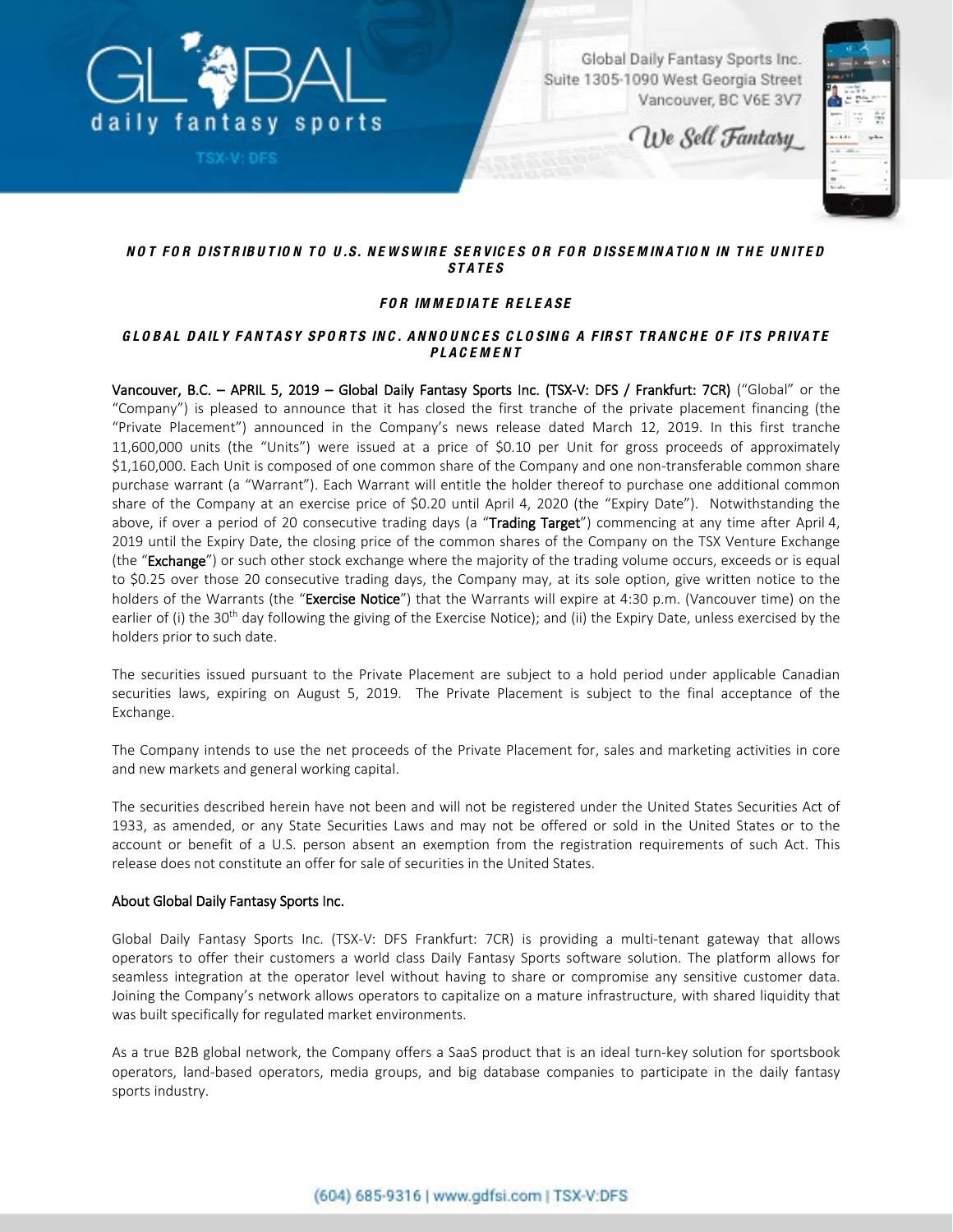Global Daily Fantasy Sports Inc.
Suite 1305-1090 West Georgia Street
Vancouver, BC V6E 3V7

*We Sell Fantasy*

***NOT FOR DISTRIBUTION TO U.S. NEWSWIRE SERVICES OR FOR DISSEMINATION IN THE UNITED STATES***

***FOR IMMEDIATE RELEASE***

# *GLOBAL DAILY FANTASY SPORTS INC. ANNOUNCES CLOSING A FIRST TRANCHE OF ITS PRIVATE PLACEMENT*

**Vancouver, B.C. – APRIL 5, 2019 – Global Daily Fantasy Sports Inc. (TSX-V: DFS / Frankfurt: 7CR)** ("Global" or the "Company") is pleased to announce that it has closed the first tranche of the private placement financing (the "Private Placement") announced in the Company's news release dated March 12, 2019. In this first tranche 11,600,000 units (the "Units") were issued at a price of $0.10 per Unit for gross proceeds of approximately $1,160,000. Each Unit is composed of one common share of the Company and one non-transferable common share purchase warrant (a "Warrant"). Each Warrant will entitle the holder thereof to purchase one additional common share of the Company at an exercise price of $0.20 until April 4, 2020 (the "Expiry Date"). Notwithstanding the above, if over a period of 20 consecutive trading days (a "**Trading Target**") commencing at any time after April 4, 2019 until the Expiry Date, the closing price of the common shares of the Company on the TSX Venture Exchange (the "**Exchange**") or such other stock exchange where the majority of the trading volume occurs, exceeds or is equal to $0.25 over those 20 consecutive trading days, the Company may, at its sole option, give written notice to the holders of the Warrants (the "**Exercise Notice**") that the Warrants will expire at 4:30 p.m. (Vancouver time) on the earlier of (i) the 30th day following the giving of the Exercise Notice); and (ii) the Expiry Date, unless exercised by the holders prior to such date.

The securities issued pursuant to the Private Placement are subject to a hold period under applicable Canadian securities laws, expiring on August 5, 2019. The Private Placement is subject to the final acceptance of the Exchange.

The Company intends to use the net proceeds of the Private Placement for, sales and marketing activities in core and new markets and general working capital.

The securities described herein have not been and will not be registered under the United States Securities Act of 1933, as amended, or any State Securities Laws and may not be offered or sold in the United States or to the account or benefit of a U.S. person absent an exemption from the registration requirements of such Act. This release does not constitute an offer for sale of securities in the United States.

## About Global Daily Fantasy Sports Inc.

Global Daily Fantasy Sports Inc. (TSX-V: DFS Frankfurt: 7CR) is providing a multi-tenant gateway that allows operators to offer their customers a world class Daily Fantasy Sports software solution. The platform allows for seamless integration at the operator level without having to share or compromise any sensitive customer data. Joining the Company's network allows operators to capitalize on a mature infrastructure, with shared liquidity that was built specifically for regulated market environments.

As a true B2B global network, the Company offers a SaaS product that is an ideal turn-key solution for sportsbook operators, land-based operators, media groups, and big database companies to participate in the daily fantasy sports industry.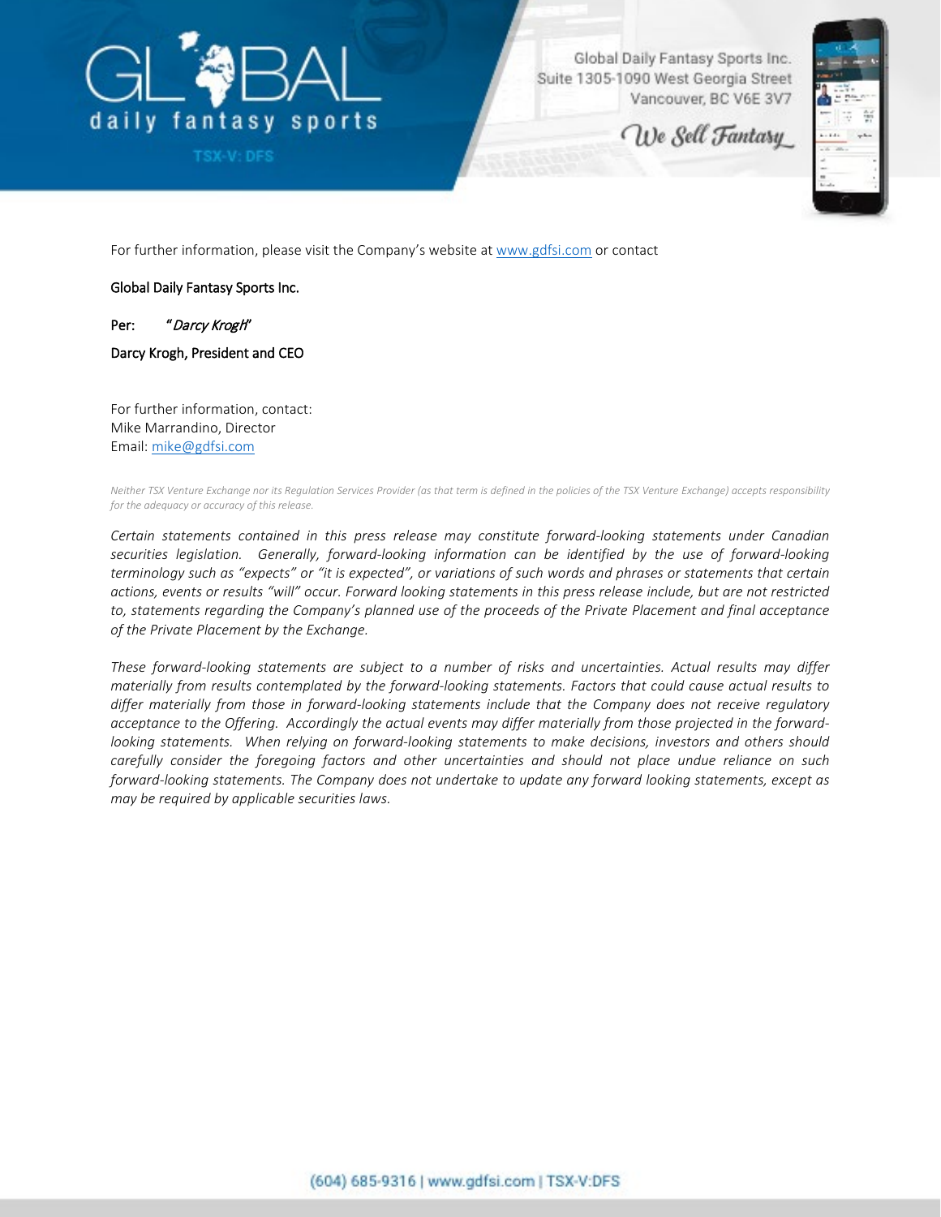For further information, please visit the Company's website at www.gdfsi.com or contact

Global Daily Fantasy Sports Inc.

Per: "*Darcy Krogh*"

Darcy Krogh, President and CEO

For further information, contact:
Mike Marrandino, Director
Email: mike@gdfsi.com

*Neither TSX Venture Exchange nor its Regulation Services Provider (as that term is defined in the policies of the TSX Venture Exchange) accepts responsibility for the adequacy or accuracy of this release.*

*Certain statements contained in this press release may constitute forward-looking statements under Canadian securities legislation. Generally, forward-looking information can be identified by the use of forward-looking terminology such as "expects" or "it is expected", or variations of such words and phrases or statements that certain actions, events or results "will" occur. Forward looking statements in this press release include, but are not restricted to, statements regarding the Company's planned use of the proceeds of the Private Placement and final acceptance of the Private Placement by the Exchange.*

*These forward-looking statements are subject to a number of risks and uncertainties. Actual results may differ materially from results contemplated by the forward-looking statements. Factors that could cause actual results to differ materially from those in forward-looking statements include that the Company does not receive regulatory acceptance to the Offering. Accordingly the actual events may differ materially from those projected in the forward-looking statements. When relying on forward-looking statements to make decisions, investors and others should carefully consider the foregoing factors and other uncertainties and should not place undue reliance on such forward-looking statements. The Company does not undertake to update any forward looking statements, except as may be required by applicable securities laws.*